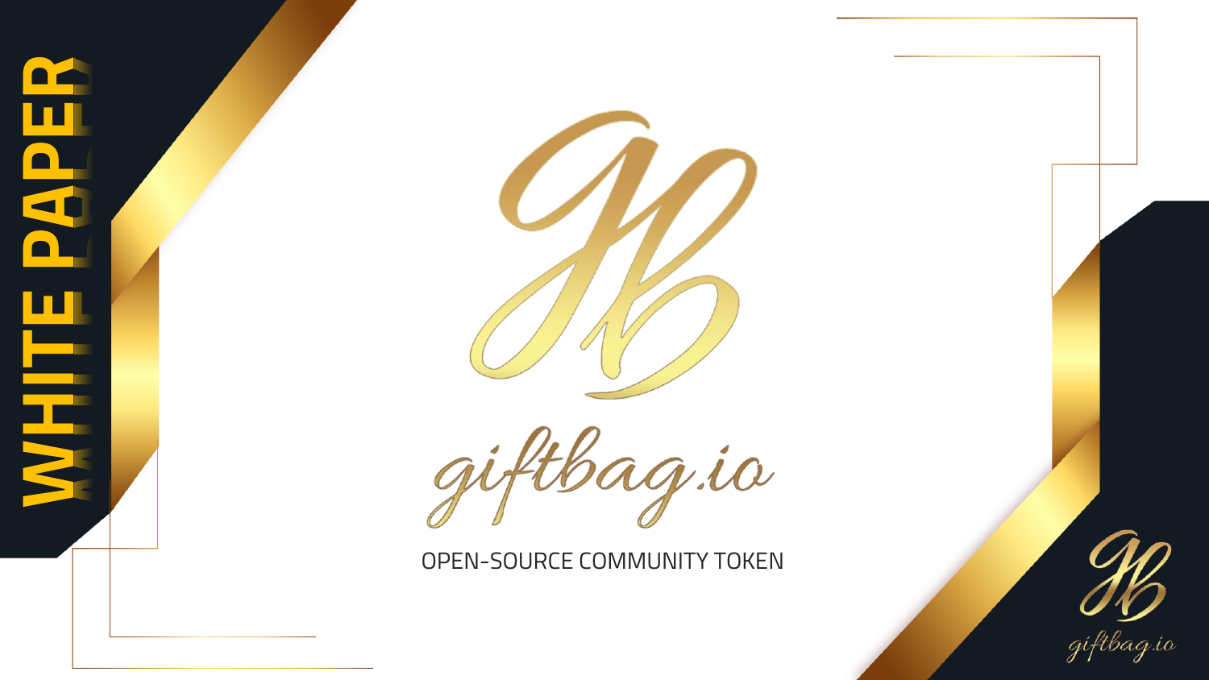# WHITE PAPER

# giftbag.io

OPEN-SOURCE COMMUNITY TOKEN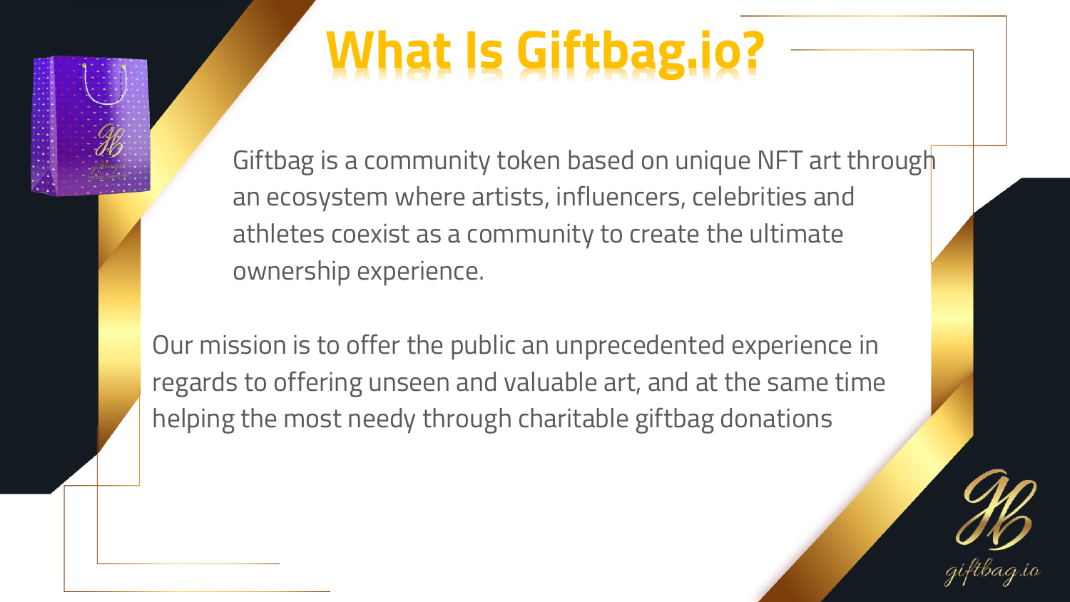# What Is Giftbag.io?

Giftbag is a community token based on unique NFT art through an ecosystem where artists, influencers, celebrities and athletes coexist as a community to create the ultimate ownership experience.

Our mission is to offer the public an unprecedented experience in regards to offering unseen and valuable art, and at the same time helping the most needy through charitable giftbag donations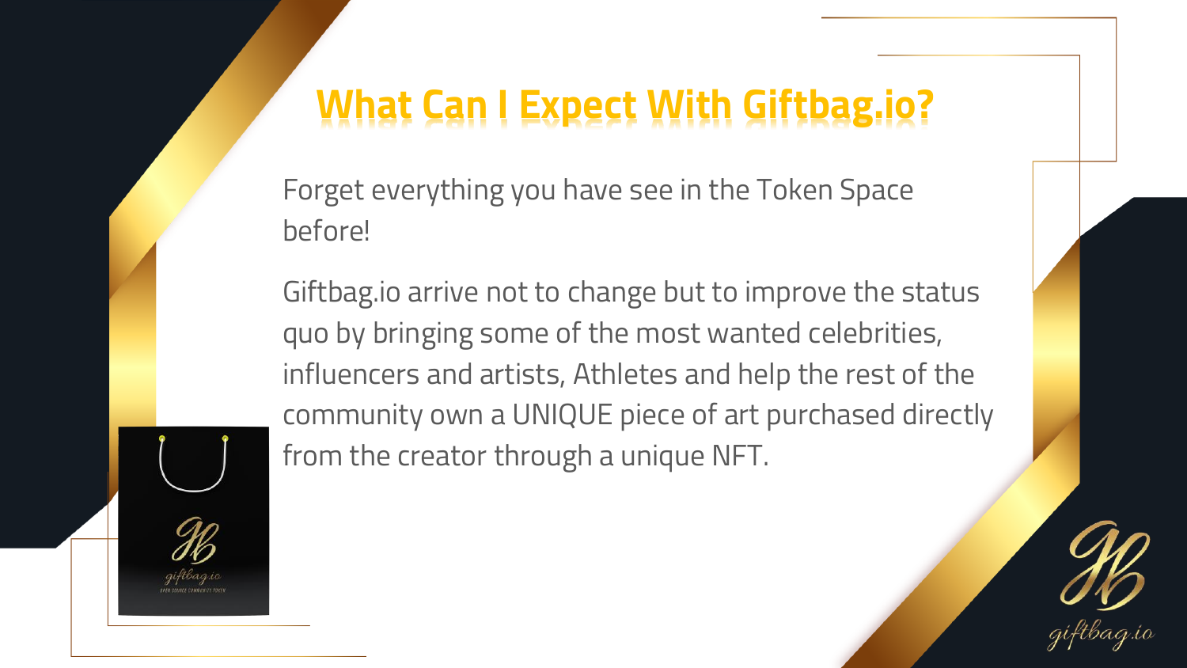# What Can I Expect With Giftbag.io?

Forget everything you have see in the Token Space before!

Giftbag.io arrive not to change but to improve the status quo by bringing some of the most wanted celebrities, influencers and artists, Athletes and help the rest of the community own a UNIQUE piece of art purchased directly from the creator through a unique NFT.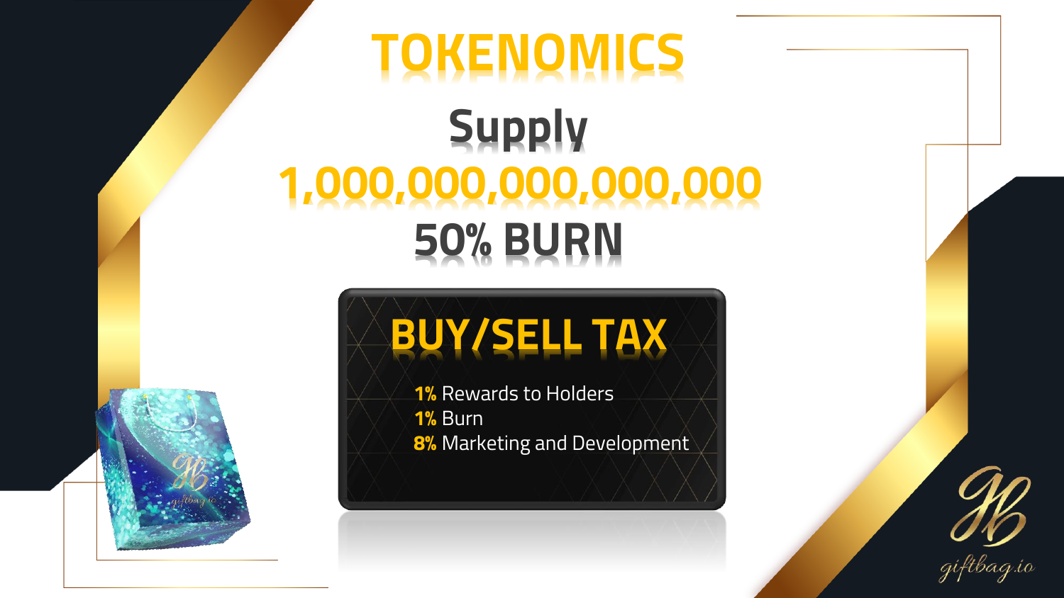# TOKENOMICS

## Supply

## 1,000,000,000,000,000

## 50% BURN

### BUY/SELL TAX

**1%** Rewards to Holders
**1%** Burn
**8%** Marketing and Development

giftbag.io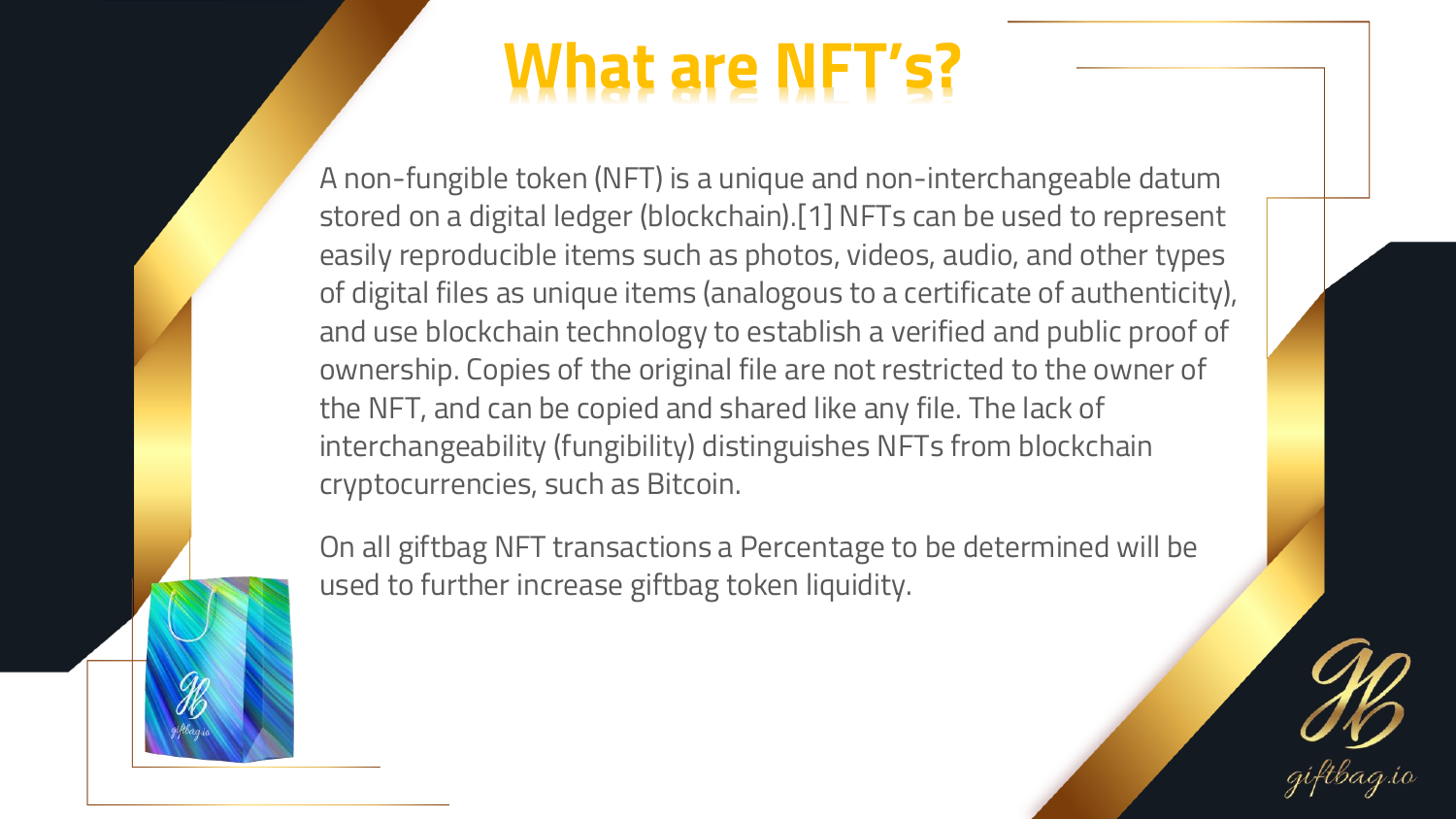# What are NFT's?

A non-fungible token (NFT) is a unique and non-interchangeable datum stored on a digital ledger (blockchain).[1] NFTs can be used to represent easily reproducible items such as photos, videos, audio, and other types of digital files as unique items (analogous to a certificate of authenticity), and use blockchain technology to establish a verified and public proof of ownership. Copies of the original file are not restricted to the owner of the NFT, and can be copied and shared like any file. The lack of interchangeability (fungibility) distinguishes NFTs from blockchain cryptocurrencies, such as Bitcoin.

On all giftbag NFT transactions a Percentage to be determined will be used to further increase giftbag token liquidity.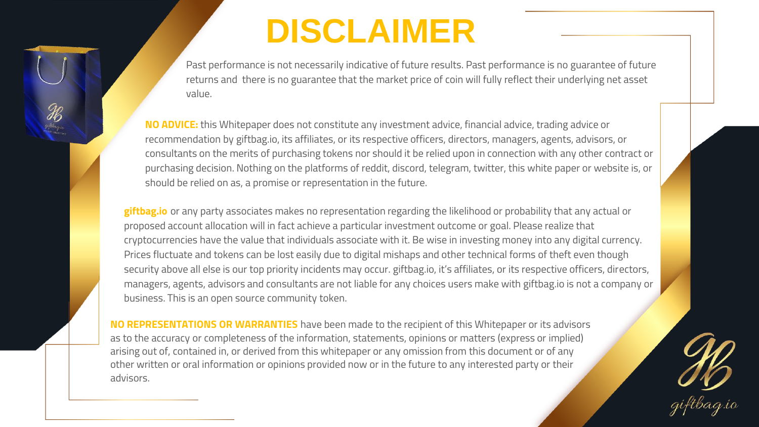# DISCLAIMER

Past performance is not necessarily indicative of future results. Past performance is no guarantee of future returns and there is no guarantee that the market price of coin will fully reflect their underlying net asset value.

**NO ADVICE:** this Whitepaper does not constitute any investment advice, financial advice, trading advice or recommendation by giftbag.io, its affiliates, or its respective officers, directors, managers, agents, advisors, or consultants on the merits of purchasing tokens nor should it be relied upon in connection with any other contract or purchasing decision. Nothing on the platforms of reddit, discord, telegram, twitter, this white paper or website is, or should be relied on as, a promise or representation in the future.

**giftbag.io** or any party associates makes no representation regarding the likelihood or probability that any actual or proposed account allocation will in fact achieve a particular investment outcome or goal. Please realize that cryptocurrencies have the value that individuals associate with it. Be wise in investing money into any digital currency. Prices fluctuate and tokens can be lost easily due to digital mishaps and other technical forms of theft even though security above all else is our top priority incidents may occur. giftbag.io, it's affiliates, or its respective officers, directors, managers, agents, advisors and consultants are not liable for any choices users make with giftbag.io is not a company or business. This is an open source community token.

**NO REPRESENTATIONS OR WARRANTIES** have been made to the recipient of this Whitepaper or its advisors as to the accuracy or completeness of the information, statements, opinions or matters (express or implied) arising out of, contained in, or derived from this whitepaper or any omission from this document or of any other written or oral information or opinions provided now or in the future to any interested party or their advisors.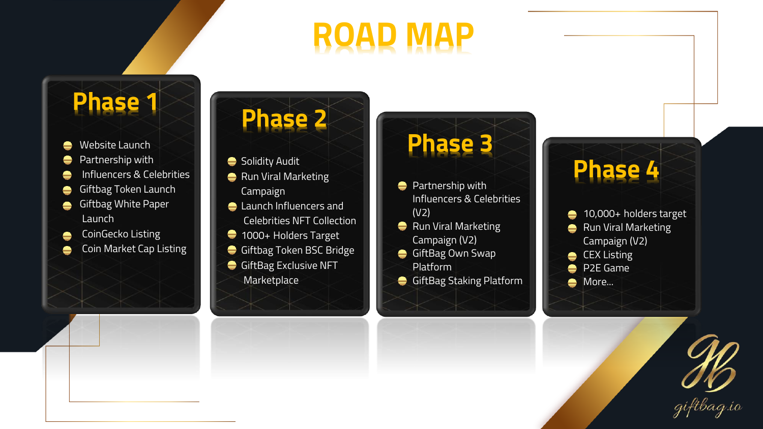# ROAD MAP

## Phase 1

- Website Launch
- Partnership with Influencers & Celebrities
- Giftbag Token Launch
- Giftbag White Paper Launch
- CoinGecko Listing
- Coin Market Cap Listing

## Phase 2

- Solidity Audit
- Run Viral Marketing Campaign
- Launch Influencers and Celebrities NFT Collection
- 1000+ Holders Target
- Giftbag Token BSC Bridge
- GiftBag Exclusive NFT Marketplace

## Phase 3

- Partnership with Influencers & Celebrities (V2)
- Run Viral Marketing Campaign (V2)
- GiftBag Own Swap Platform
- GiftBag Staking Platform

## Phase 4

- 10,000+ holders target
- Run Viral Marketing Campaign (V2)
- CEX Listing
- P2E Game
- More...

giftbag.io